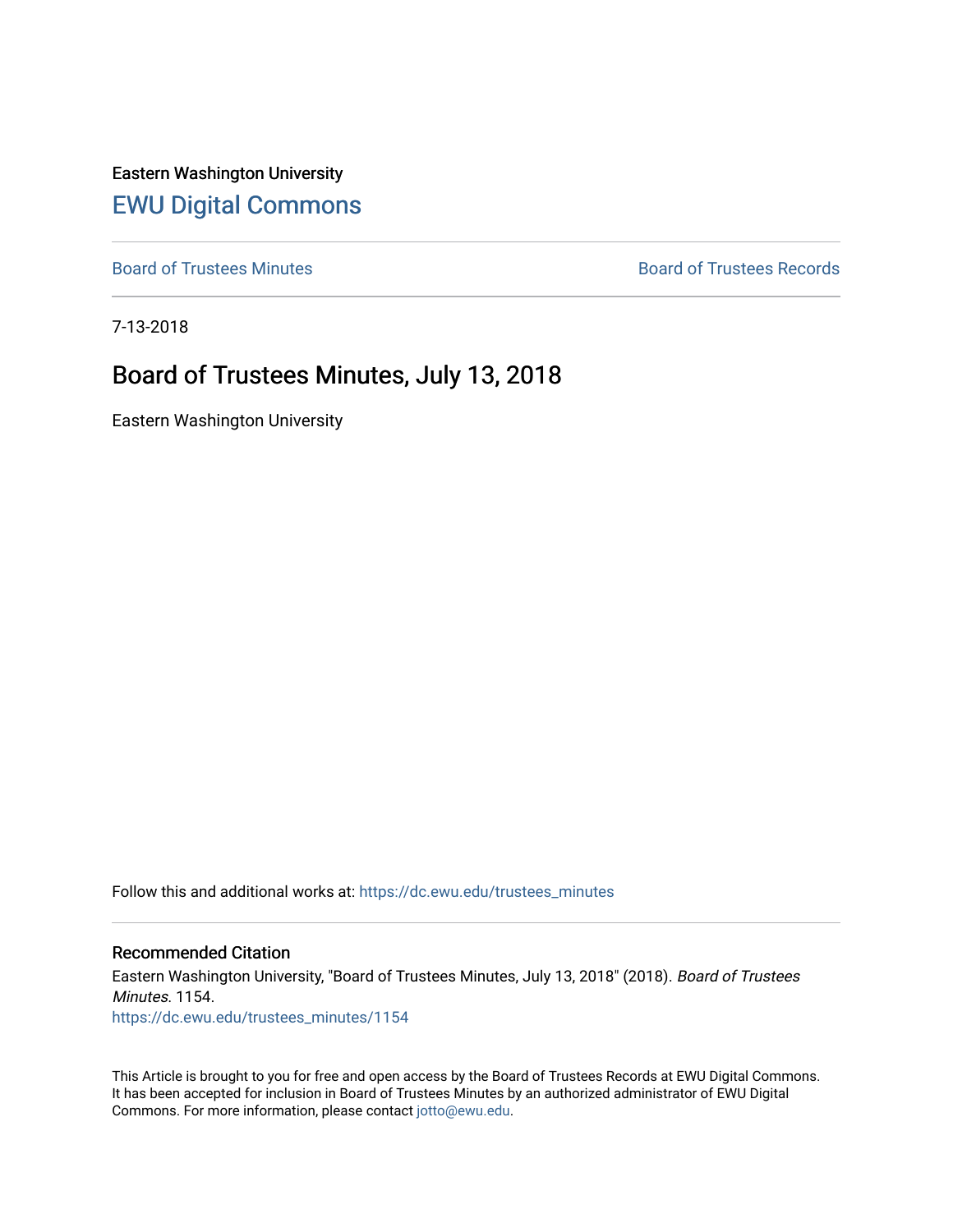Eastern Washington University

# EWU Digital Commons

Board of Trustees Minutes

Board of Trustees Records

7-13-2018

## Board of Trustees Minutes, July 13, 2018

Eastern Washington University

Follow this and additional works at: https://dc.ewu.edu/trustees_minutes

### Recommended Citation

Eastern Washington University, "Board of Trustees Minutes, July 13, 2018" (2018). *Board of Trustees Minutes*. 1154.
https://dc.ewu.edu/trustees_minutes/1154

This Article is brought to you for free and open access by the Board of Trustees Records at EWU Digital Commons. It has been accepted for inclusion in Board of Trustees Minutes by an authorized administrator of EWU Digital Commons. For more information, please contact jotto@ewu.edu.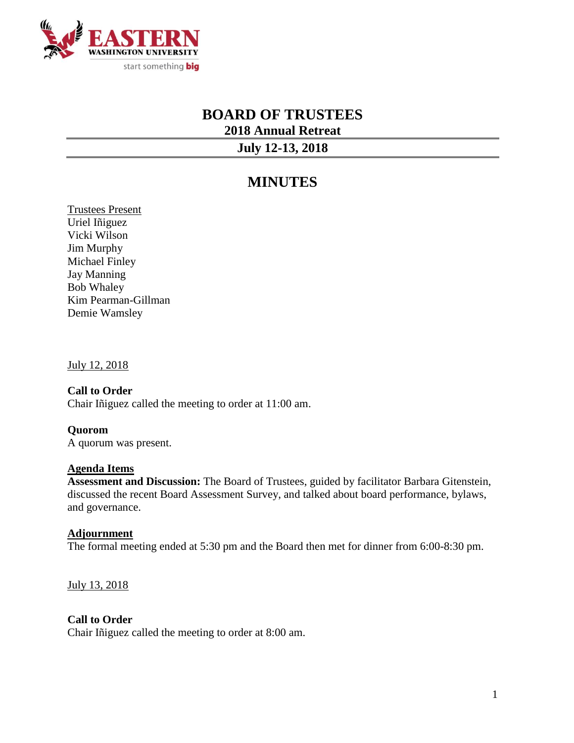EASTERN WASHINGTON UNIVERSITY
start something big

# BOARD OF TRUSTEES

## 2018 Annual Retreat

## July 12-13, 2018

# MINUTES

<u>Trustees Present</u>
Uriel Iñiguez
Vicki Wilson
Jim Murphy
Michael Finley
Jay Manning
Bob Whaley
Kim Pearman-Gillman
Demie Wamsley

<u>July 12, 2018</u>

**Call to Order**
Chair Iñiguez called the meeting to order at 11:00 am.

**Quorom**
A quorum was present.

**<u>Agenda Items</u>**
**Assessment and Discussion:** The Board of Trustees, guided by facilitator Barbara Gitenstein, discussed the recent Board Assessment Survey, and talked about board performance, bylaws, and governance.

**<u>Adjournment</u>**
The formal meeting ended at 5:30 pm and the Board then met for dinner from 6:00-8:30 pm.

<u>July 13, 2018</u>

**Call to Order**
Chair Iñiguez called the meeting to order at 8:00 am.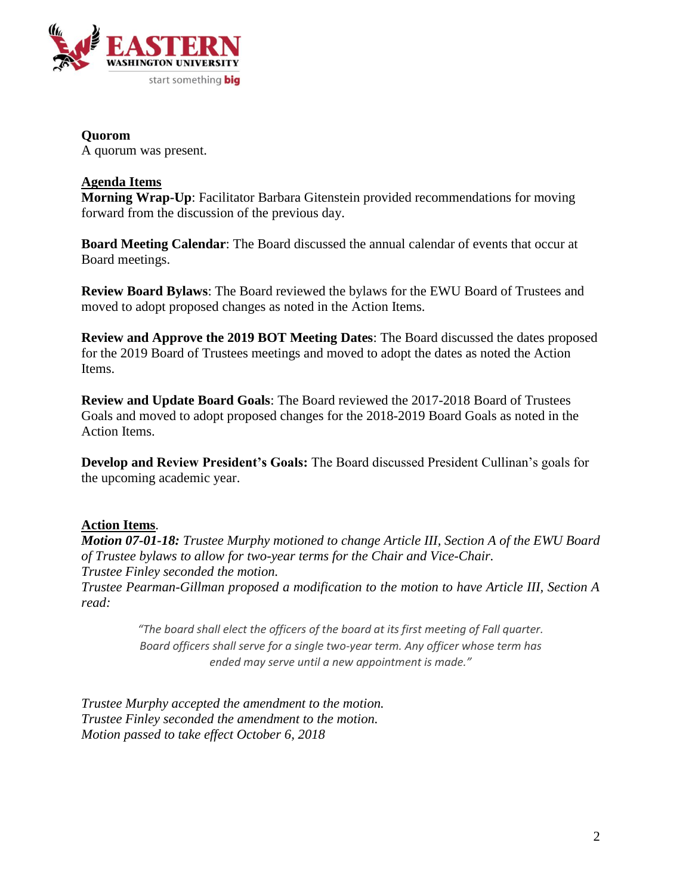**Quorom**
A quorum was present.

**Agenda Items**

**Morning Wrap-Up**: Facilitator Barbara Gitenstein provided recommendations for moving forward from the discussion of the previous day.

**Board Meeting Calendar**: The Board discussed the annual calendar of events that occur at Board meetings.

**Review Board Bylaws**: The Board reviewed the bylaws for the EWU Board of Trustees and moved to adopt proposed changes as noted in the Action Items.

**Review and Approve the 2019 BOT Meeting Dates**: The Board discussed the dates proposed for the 2019 Board of Trustees meetings and moved to adopt the dates as noted the Action Items.

**Review and Update Board Goals**: The Board reviewed the 2017-2018 Board of Trustees Goals and moved to adopt proposed changes for the 2018-2019 Board Goals as noted in the Action Items.

**Develop and Review President's Goals:** The Board discussed President Cullinan's goals for the upcoming academic year.

**Action Items**.

***Motion 07-01-18:*** *Trustee Murphy motioned to change Article III, Section A of the EWU Board of Trustee bylaws to allow for two-year terms for the Chair and Vice-Chair.*
*Trustee Finley seconded the motion.*
*Trustee Pearman-Gillman proposed a modification to the motion to have Article III, Section A read:*

> *"The board shall elect the officers of the board at its first meeting of Fall quarter. Board officers shall serve for a single two-year term. Any officer whose term has ended may serve until a new appointment is made."*

*Trustee Murphy accepted the amendment to the motion.*
*Trustee Finley seconded the amendment to the motion.*
*Motion passed to take effect October 6, 2018*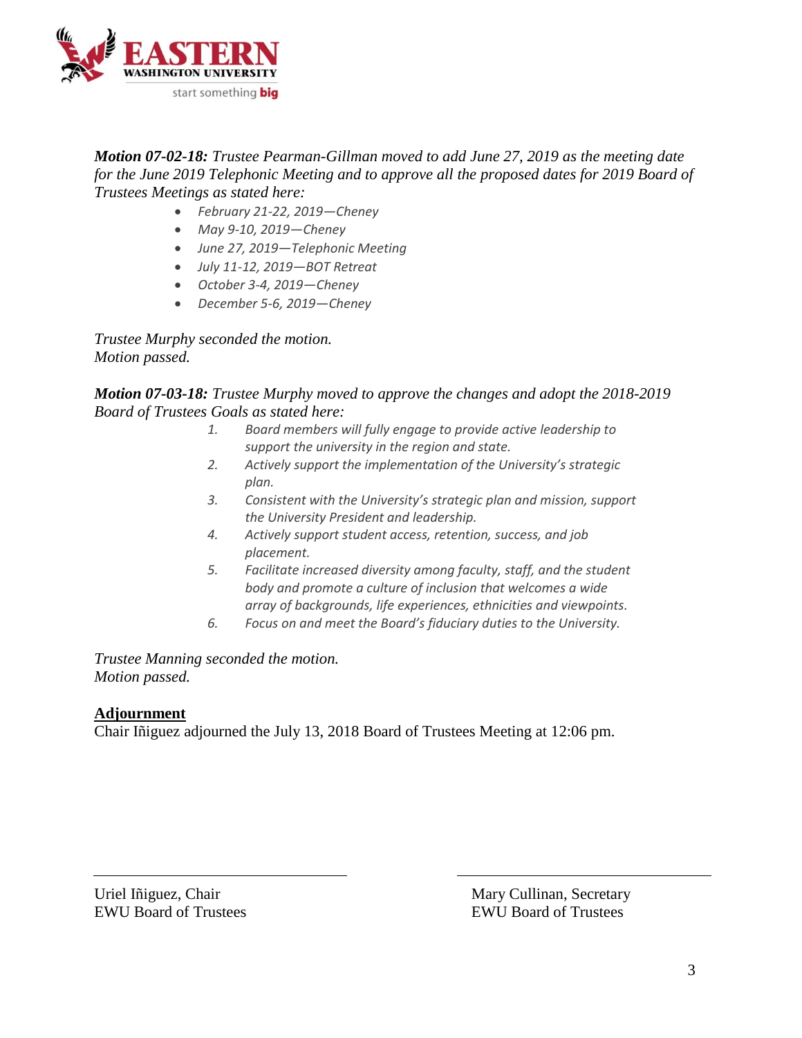***Motion 07-02-18:*** *Trustee Pearman-Gillman moved to add June 27, 2019 as the meeting date for the June 2019 Telephonic Meeting and to approve all the proposed dates for 2019 Board of Trustees Meetings as stated here:*

- *February 21-22, 2019—Cheney*
- *May 9-10, 2019—Cheney*
- *June 27, 2019—Telephonic Meeting*
- *July 11-12, 2019—BOT Retreat*
- *October 3-4, 2019—Cheney*
- *December 5-6, 2019—Cheney*

*Trustee Murphy seconded the motion.*
*Motion passed.*

***Motion 07-03-18:*** *Trustee Murphy moved to approve the changes and adopt the 2018-2019 Board of Trustees Goals as stated here:*

1. *Board members will fully engage to provide active leadership to support the university in the region and state.*
2. *Actively support the implementation of the University's strategic plan.*
3. *Consistent with the University's strategic plan and mission, support the University President and leadership.*
4. *Actively support student access, retention, success, and job placement.*
5. *Facilitate increased diversity among faculty, staff, and the student body and promote a culture of inclusion that welcomes a wide array of backgrounds, life experiences, ethnicities and viewpoints.*
6. *Focus on and meet the Board's fiduciary duties to the University.*

*Trustee Manning seconded the motion.*
*Motion passed.*

**Adjournment**

Chair Iñiguez adjourned the July 13, 2018 Board of Trustees Meeting at 12:06 pm.

______________________________

Uriel Iñiguez, Chair
EWU Board of Trustees

______________________________

Mary Cullinan, Secretary
EWU Board of Trustees